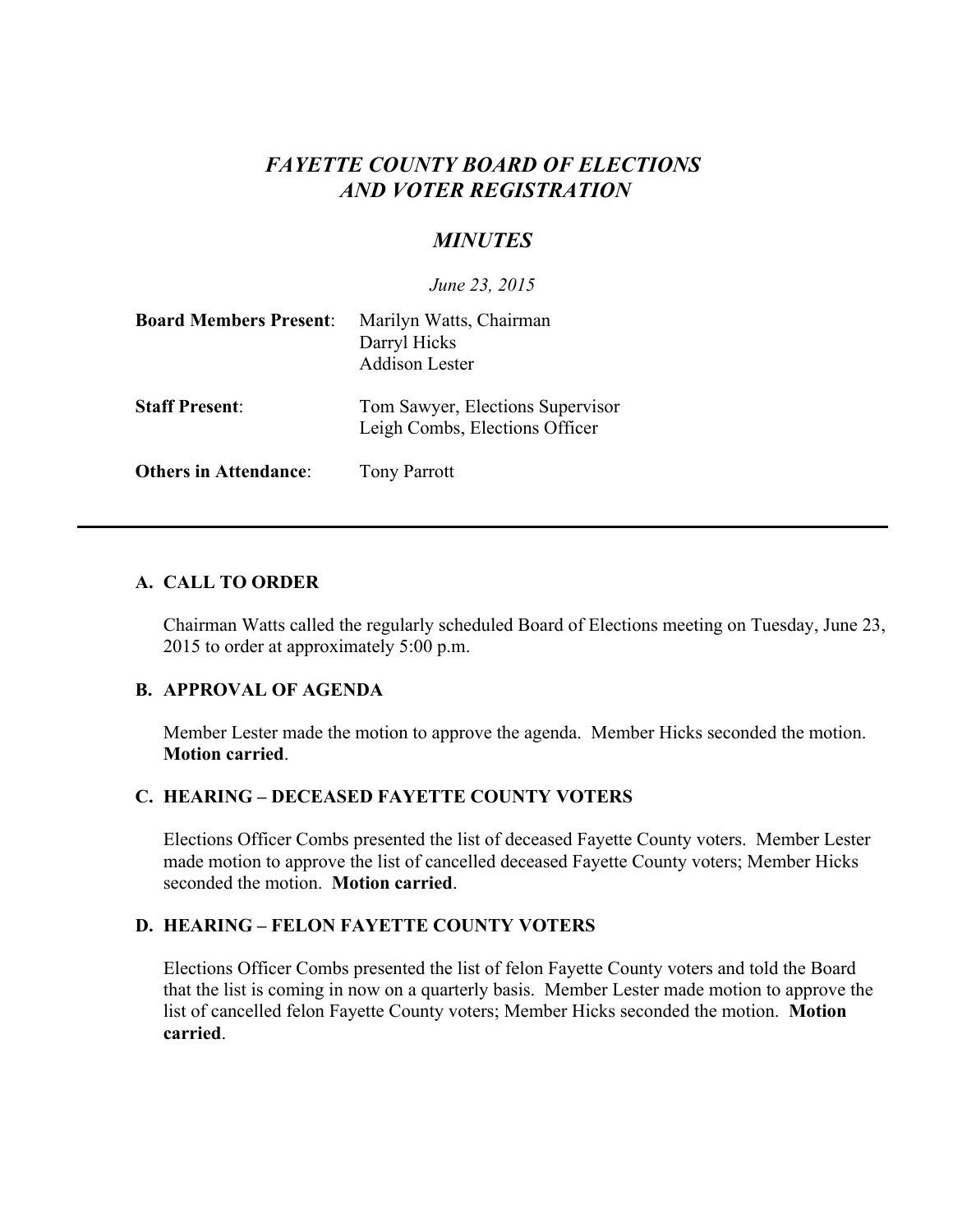# *FAYETTE COUNTY BOARD OF ELECTIONS AND VOTER REGISTRATION*

## *MINUTES*

*June 23, 2015*

| | |
|---|---|
| **Board Members Present**: | Marilyn Watts, Chairman<br>Darryl Hicks<br>Addison Lester |
| **Staff Present**: | Tom Sawyer, Elections Supervisor<br>Leigh Combs, Elections Officer |
| **Others in Attendance**: | Tony Parrott |

---

### A. CALL TO ORDER

Chairman Watts called the regularly scheduled Board of Elections meeting on Tuesday, June 23, 2015 to order at approximately 5:00 p.m.

### B. APPROVAL OF AGENDA

Member Lester made the motion to approve the agenda. Member Hicks seconded the motion. **Motion carried**.

### C. HEARING – DECEASED FAYETTE COUNTY VOTERS

Elections Officer Combs presented the list of deceased Fayette County voters. Member Lester made motion to approve the list of cancelled deceased Fayette County voters; Member Hicks seconded the motion. **Motion carried**.

### D. HEARING – FELON FAYETTE COUNTY VOTERS

Elections Officer Combs presented the list of felon Fayette County voters and told the Board that the list is coming in now on a quarterly basis. Member Lester made motion to approve the list of cancelled felon Fayette County voters; Member Hicks seconded the motion. **Motion carried**.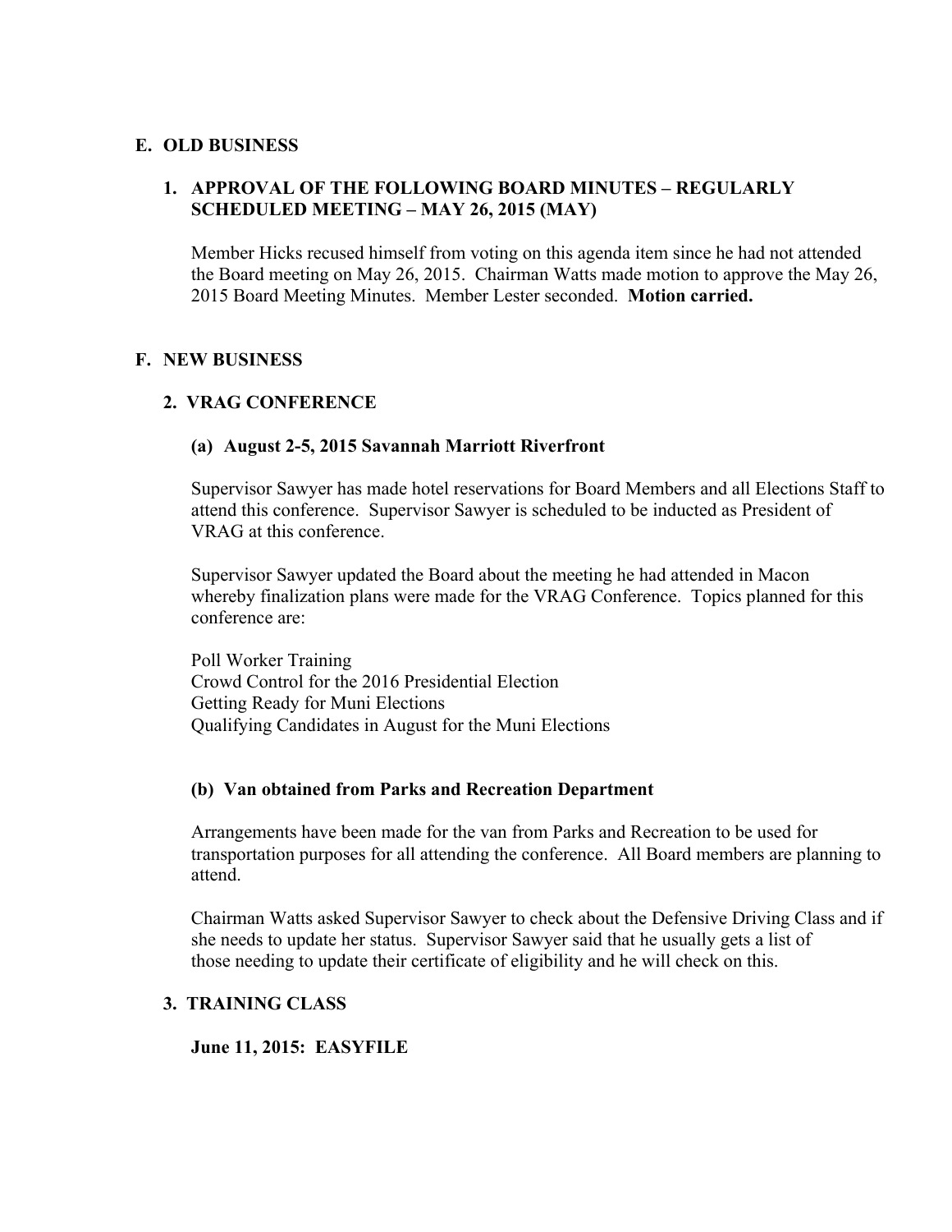## E. OLD BUSINESS

### 1. APPROVAL OF THE FOLLOWING BOARD MINUTES – REGULARLY SCHEDULED MEETING – MAY 26, 2015 (MAY)

Member Hicks recused himself from voting on this agenda item since he had not attended the Board meeting on May 26, 2015. Chairman Watts made motion to approve the May 26, 2015 Board Meeting Minutes. Member Lester seconded. **Motion carried.**

## F. NEW BUSINESS

### 2. VRAG CONFERENCE

#### (a) August 2-5, 2015 Savannah Marriott Riverfront

Supervisor Sawyer has made hotel reservations for Board Members and all Elections Staff to attend this conference. Supervisor Sawyer is scheduled to be inducted as President of VRAG at this conference.

Supervisor Sawyer updated the Board about the meeting he had attended in Macon whereby finalization plans were made for the VRAG Conference. Topics planned for this conference are:

Poll Worker Training
Crowd Control for the 2016 Presidential Election
Getting Ready for Muni Elections
Qualifying Candidates in August for the Muni Elections

#### (b) Van obtained from Parks and Recreation Department

Arrangements have been made for the van from Parks and Recreation to be used for transportation purposes for all attending the conference. All Board members are planning to attend.

Chairman Watts asked Supervisor Sawyer to check about the Defensive Driving Class and if she needs to update her status. Supervisor Sawyer said that he usually gets a list of those needing to update their certificate of eligibility and he will check on this.

### 3. TRAINING CLASS

**June 11, 2015: EASYFILE**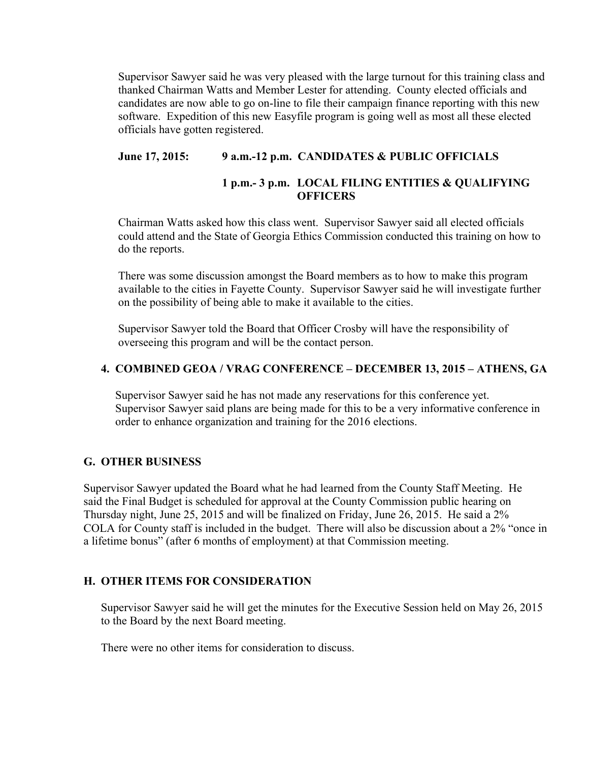Supervisor Sawyer said he was very pleased with the large turnout for this training class and thanked Chairman Watts and Member Lester for attending. County elected officials and candidates are now able to go on-line to file their campaign finance reporting with this new software. Expedition of this new Easyfile program is going well as most all these elected officials have gotten registered.

**June 17, 2015:** **9 a.m.-12 p.m. CANDIDATES & PUBLIC OFFICIALS**

**1 p.m.- 3 p.m. LOCAL FILING ENTITIES & QUALIFYING OFFICERS**

Chairman Watts asked how this class went. Supervisor Sawyer said all elected officials could attend and the State of Georgia Ethics Commission conducted this training on how to do the reports.

There was some discussion amongst the Board members as to how to make this program available to the cities in Fayette County. Supervisor Sawyer said he will investigate further on the possibility of being able to make it available to the cities.

Supervisor Sawyer told the Board that Officer Crosby will have the responsibility of overseeing this program and will be the contact person.

**4. COMBINED GEOA / VRAG CONFERENCE – DECEMBER 13, 2015 – ATHENS, GA**

Supervisor Sawyer said he has not made any reservations for this conference yet. Supervisor Sawyer said plans are being made for this to be a very informative conference in order to enhance organization and training for the 2016 elections.

## G. OTHER BUSINESS

Supervisor Sawyer updated the Board what he had learned from the County Staff Meeting. He said the Final Budget is scheduled for approval at the County Commission public hearing on Thursday night, June 25, 2015 and will be finalized on Friday, June 26, 2015. He said a 2% COLA for County staff is included in the budget. There will also be discussion about a 2% "once in a lifetime bonus" (after 6 months of employment) at that Commission meeting.

## H. OTHER ITEMS FOR CONSIDERATION

Supervisor Sawyer said he will get the minutes for the Executive Session held on May 26, 2015 to the Board by the next Board meeting.

There were no other items for consideration to discuss.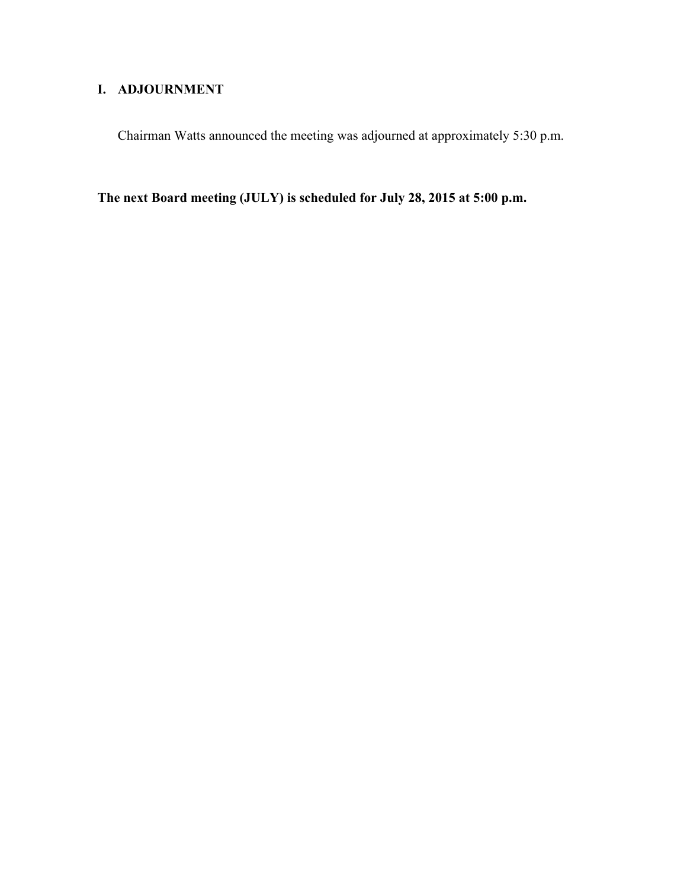## I. ADJOURNMENT

Chairman Watts announced the meeting was adjourned at approximately 5:30 p.m.

**The next Board meeting (JULY) is scheduled for July 28, 2015 at 5:00 p.m.**